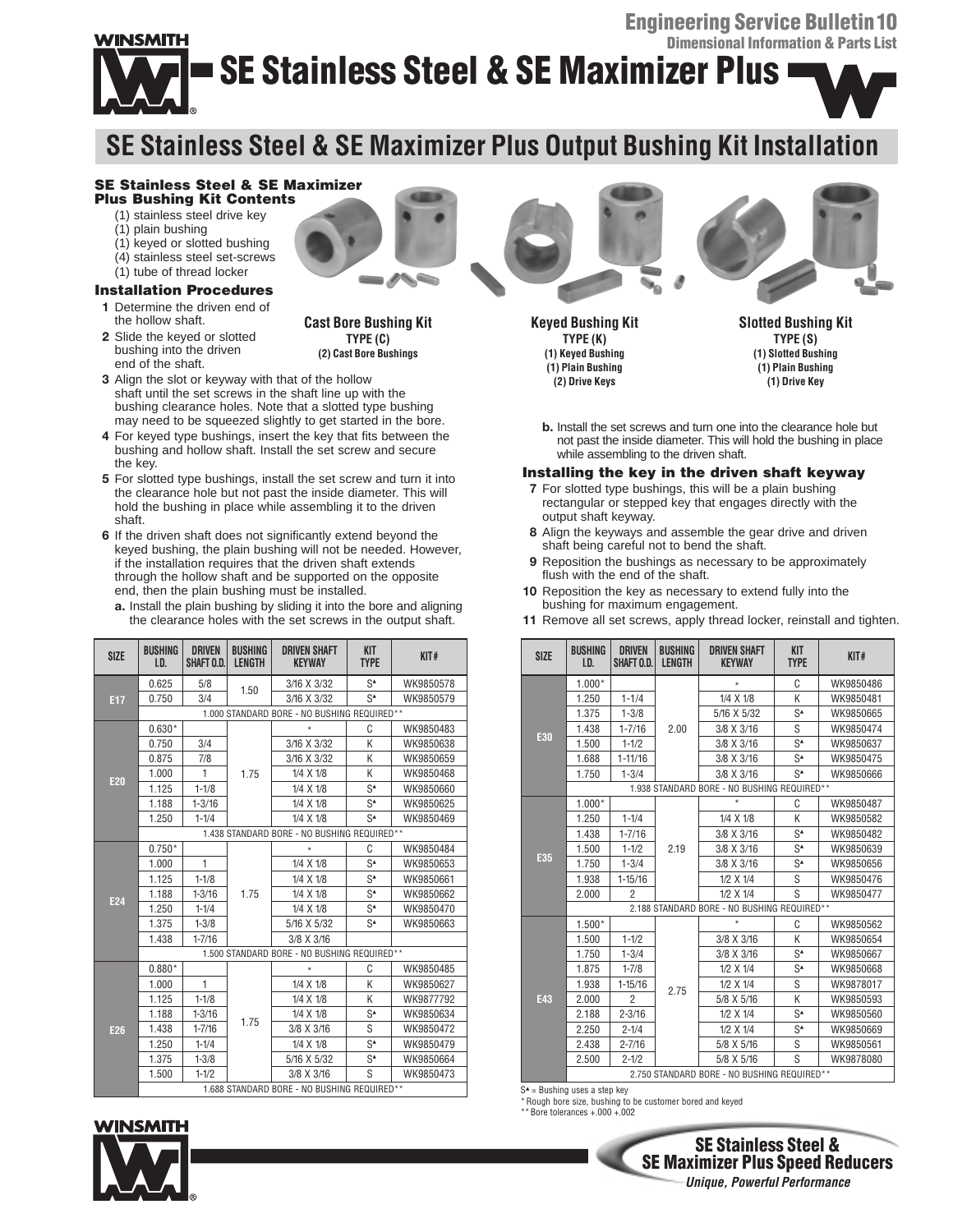# Engineering Service Bulletin 10

**Dimensional Information & Parts List**

# SE Stainless Steel & SE Maximizer Plus

## SE Stainless Steel & SE Maximizer Plus Output Bushing Kit Installation

### SE Stainless Steel & SE Maximizer Plus Bushing Kit Contents

- (1) stainless steel drive key
- (1) plain bushing
- (1) keyed or slotted bushing
- (4) stainless steel set-screws
- (1) tube of thread locker

**Cast Bore Bushing Kit**
**TYPE (C)**
**(2) Cast Bore Bushings**

**Keyed Bushing Kit**
**TYPE (K)**
**(1) Keyed Bushing**
**(1) Plain Bushing**
**(2) Drive Keys**

**Slotted Bushing Kit**
**TYPE (S)**
**(1) Slotted Bushing**
**(1) Plain Bushing**
**(1) Drive Key**

### Installation Procedures

1. Determine the driven end of the hollow shaft.
2. Slide the keyed or slotted bushing into the driven end of the shaft.
3. Align the slot or keyway with that of the hollow shaft until the set screws in the shaft line up with the bushing clearance holes. Note that a slotted type bushing may need to be squeezed slightly to get started in the bore.
4. For keyed type bushings, insert the key that fits between the bushing and hollow shaft. Install the set screw and secure the key.
5. For slotted type bushings, install the set screw and turn it into the clearance hole but not past the inside diameter. This will hold the bushing in place while assembling it to the driven shaft.
6. If the driven shaft does not significantly extend beyond the keyed bushing, the plain bushing will not be needed. However, if the installation requires that the driven shaft extends through the hollow shaft and be supported on the opposite end, then the plain bushing must be installed.
   a. Install the plain bushing by sliding it into the bore and aligning the clearance holes with the set screws in the output shaft.
   b. Install the set screws and turn one into the clearance hole but not past the inside diameter. This will hold the bushing in place while assembling to the driven shaft.

### Installing the key in the driven shaft keyway

7. For slotted type bushings, this will be a plain bushing rectangular or stepped key that engages directly with the output shaft keyway.
8. Align the keyways and assemble the gear drive and driven shaft being careful not to bend the shaft.
9. Reposition the bushings as necessary to be approximately flush with the end of the shaft.
10. Reposition the key as necessary to extend fully into the bushing for maximum engagement.
11. Remove all set screws, apply thread locker, reinstall and tighten.

| SIZE | BUSHING I.D. | DRIVEN SHAFT O.D. | BUSHING LENGTH | DRIVEN SHAFT KEYWAY | KIT TYPE | KIT# |
|---|---|---|---|---|---|---|
| E17 | 0.625 | 5/8 | 1.50 | 3/16 X 3/32 | S* | WK9850578 |
| | 0.750 | 3/4 | | 3/16 X 3/32 | S* | WK9850579 |
| | 1.000 STANDARD BORE - NO BUSHING REQUIRED** | | | | | |
| E20 | 0.630* | | 1.75 | * | C | WK9850483 |
| | 0.750 | 3/4 | | 3/16 X 3/32 | K | WK9850638 |
| | 0.875 | 7/8 | | 3/16 X 3/32 | K | WK9850659 |
| | 1.000 | 1 | | 1/4 X 1/8 | K | WK9850468 |
| | 1.125 | 1-1/8 | | 1/4 X 1/8 | S* | WK9850660 |
| | 1.188 | 1-3/16 | | 1/4 X 1/8 | S* | WK9850625 |
| | 1.250 | 1-1/4 | | 1/4 X 1/8 | S* | WK9850469 |
| | 1.438 STANDARD BORE - NO BUSHING REQUIRED** | | | | | |
| E24 | 0.750* | | 1.75 | * | C | WK9850484 |
| | 1.000 | 1 | | 1/4 X 1/8 | S* | WK9850653 |
| | 1.125 | 1-1/8 | | 1/4 X 1/8 | S* | WK9850661 |
| | 1.188 | 1-3/16 | | 1/4 X 1/8 | S* | WK9850662 |
| | 1.250 | 1-1/4 | | 1/4 X 1/8 | S* | WK9850470 |
| | 1.375 | 1-3/8 | | 5/16 X 5/32 | S* | WK9850663 |
| | 1.438 | 1-7/16 | | 3/8 X 3/16 | | |
| | 1.500 STANDARD BORE - NO BUSHING REQUIRED** | | | | | |
| E26 | 0.880* | | 1.75 | * | C | WK9850485 |
| | 1.000 | 1 | | 1/4 X 1/8 | K | WK9850627 |
| | 1.125 | 1-1/8 | | 1/4 X 1/8 | K | WK9877792 |
| | 1.188 | 1-3/16 | | 1/4 X 1/8 | S* | WK9850634 |
| | 1.438 | 1-7/16 | | 3/8 X 3/16 | S | WK9850472 |
| | 1.250 | 1-1/4 | | 1/4 X 1/8 | S* | WK9850479 |
| | 1.375 | 1-3/8 | | 5/16 X 5/32 | S* | WK9850664 |
| | 1.500 | 1-1/2 | | 3/8 X 3/16 | S | WK9850473 |
| | 1.688 STANDARD BORE - NO BUSHING REQUIRED** | | | | | |

| SIZE | BUSHING I.D. | DRIVEN SHAFT O.D. | BUSHING LENGTH | DRIVEN SHAFT KEYWAY | KIT TYPE | KIT# |
|---|---|---|---|---|---|---|
| E30 | 1.000* | | 2.00 | * | C | WK9850486 |
| | 1.250 | 1-1/4 | | 1/4 X 1/8 | K | WK9850481 |
| | 1.375 | 1-3/8 | | 5/16 X 5/32 | S* | WK9850665 |
| | 1.438 | 1-7/16 | | 3/8 X 3/16 | S | WK9850474 |
| | 1.500 | 1-1/2 | | 3/8 X 3/16 | S* | WK9850637 |
| | 1.688 | 1-11/16 | | 3/8 X 3/16 | S* | WK9850475 |
| | 1.750 | 1-3/4 | | 3/8 X 3/16 | S* | WK9850666 |
| | 1.938 STANDARD BORE - NO BUSHING REQUIRED** | | | | | |
| E35 | 1.000* | | 2.19 | * | C | WK9850487 |
| | 1.250 | 1-1/4 | | 1/4 X 1/8 | K | WK9850582 |
| | 1.438 | 1-7/16 | | 3/8 X 3/16 | S* | WK9850482 |
| | 1.500 | 1-1/2 | | 3/8 X 3/16 | S* | WK9850639 |
| | 1.750 | 1-3/4 | | 3/8 X 3/16 | S* | WK9850656 |
| | 1.938 | 1-15/16 | | 1/2 X 1/4 | S | WK9850476 |
| | 2.000 | 2 | | 1/2 X 1/4 | S | WK9850477 |
| | 2.188 STANDARD BORE - NO BUSHING REQUIRED** | | | | | |
| E43 | 1.500* | | 2.75 | * | C | WK9850562 |
| | 1.500 | 1-1/2 | | 3/8 X 3/16 | K | WK9850654 |
| | 1.750 | 1-3/4 | | 3/8 X 3/16 | S* | WK9850667 |
| | 1.875 | 1-7/8 | | 1/2 X 1/4 | S* | WK9850668 |
| | 1.938 | 1-15/16 | | 1/2 X 1/4 | S | WK9878017 |
| | 2.000 | 2 | | 5/8 X 5/16 | K | WK9850593 |
| | 2.188 | 2-3/16 | | 1/2 X 1/4 | S* | WK9850560 |
| | 2.250 | 2-1/4 | | 1/2 X 1/4 | S* | WK9850669 |
| | 2.438 | 2-7/16 | | 5/8 X 5/16 | S | WK9850561 |
| | 2.500 | 2-1/2 | | 5/8 X 5/16 | S | WK9878080 |
| | 2.750 STANDARD BORE - NO BUSHING REQUIRED** | | | | | |

S* = Bushing uses a step key
\* Rough bore size, bushing to be customer bored and keyed
\*\* Bore tolerances +.000 +.002

**SE Stainless Steel & SE Maximizer Plus Speed Reducers**
***Unique, Powerful Performance***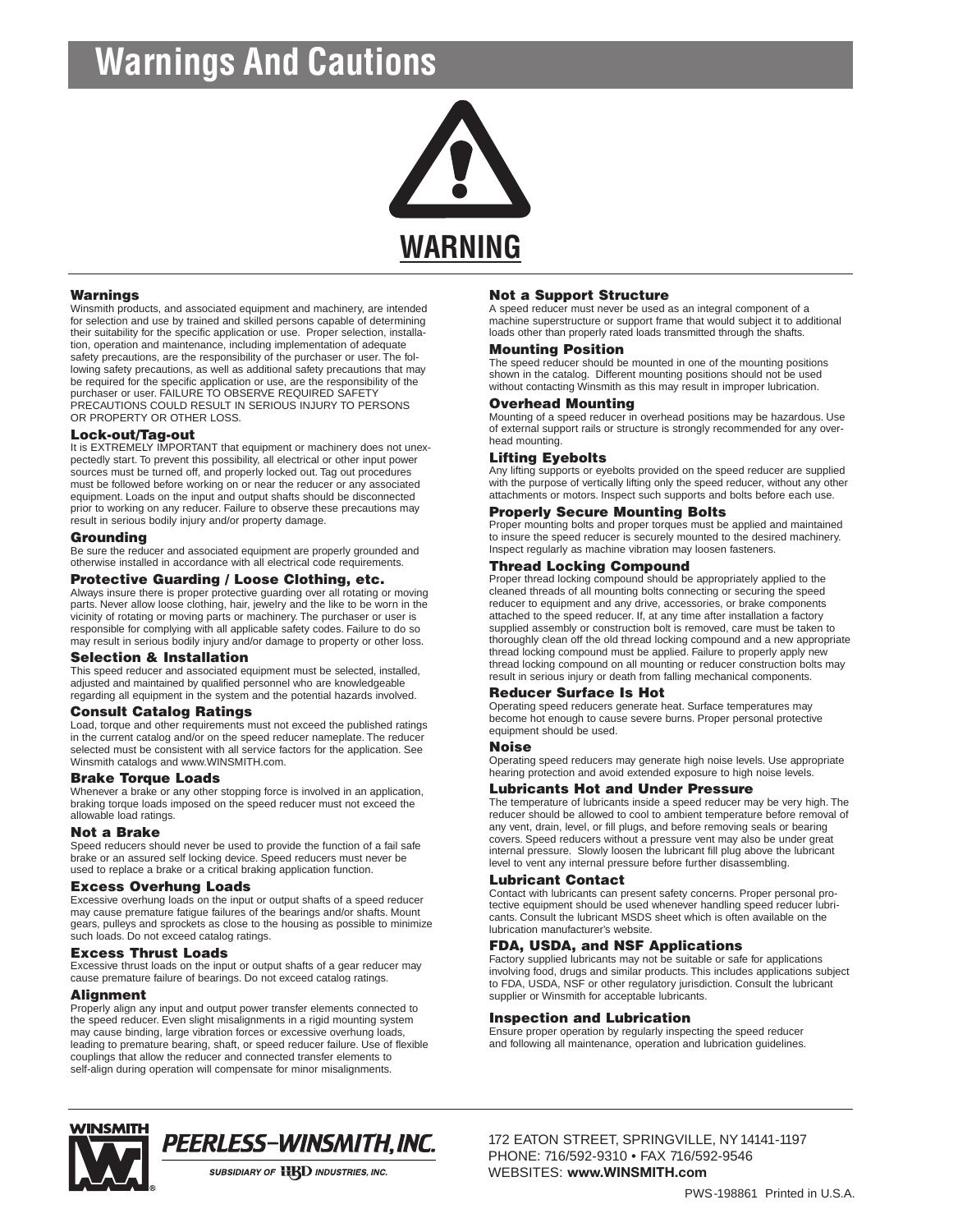# Warnings And Cautions

**WARNING**

### Warnings

Winsmith products, and associated equipment and machinery, are intended for selection and use by trained and skilled persons capable of determining their suitability for the specific application or use. Proper selection, installation, operation and maintenance, including implementation of adequate safety precautions, are the responsibility of the purchaser or user. The following safety precautions, as well as additional safety precautions that may be required for the specific application or use, are the responsibility of the purchaser or user. FAILURE TO OBSERVE REQUIRED SAFETY PRECAUTIONS COULD RESULT IN SERIOUS INJURY TO PERSONS OR PROPERTY OR OTHER LOSS.

### Lock-out/Tag-out

It is EXTREMELY IMPORTANT that equipment or machinery does not unexpectedly start. To prevent this possibility, all electrical or other input power sources must be turned off, and properly locked out. Tag out procedures must be followed before working on or near the reducer or any associated equipment. Loads on the input and output shafts should be disconnected prior to working on any reducer. Failure to observe these precautions may result in serious bodily injury and/or property damage.

### Grounding

Be sure the reducer and associated equipment are properly grounded and otherwise installed in accordance with all electrical code requirements.

### Protective Guarding / Loose Clothing, etc.

Always insure there is proper protective guarding over all rotating or moving parts. Never allow loose clothing, hair, jewelry and the like to be worn in the vicinity of rotating or moving parts or machinery. The purchaser or user is responsible for complying with all applicable safety codes. Failure to do so may result in serious bodily injury and/or damage to property or other loss.

### Selection & Installation

This speed reducer and associated equipment must be selected, installed, adjusted and maintained by qualified personnel who are knowledgeable regarding all equipment in the system and the potential hazards involved.

### Consult Catalog Ratings

Load, torque and other requirements must not exceed the published ratings in the current catalog and/or on the speed reducer nameplate. The reducer selected must be consistent with all service factors for the application. See Winsmith catalogs and www.WINSMITH.com.

### Brake Torque Loads

Whenever a brake or any other stopping force is involved in an application, braking torque loads imposed on the speed reducer must not exceed the allowable load ratings.

### Not a Brake

Speed reducers should never be used to provide the function of a fail safe brake or an assured self locking device. Speed reducers must never be used to replace a brake or a critical braking application function.

### Excess Overhung Loads

Excessive overhung loads on the input or output shafts of a speed reducer may cause premature fatigue failures of the bearings and/or shafts. Mount gears, pulleys and sprockets as close to the housing as possible to minimize such loads. Do not exceed catalog ratings.

### Excess Thrust Loads

Excessive thrust loads on the input or output shafts of a gear reducer may cause premature failure of bearings. Do not exceed catalog ratings.

### Alignment

Properly align any input and output power transfer elements connected to the speed reducer. Even slight misalignments in a rigid mounting system may cause binding, large vibration forces or excessive overhung loads, leading to premature bearing, shaft, or speed reducer failure. Use of flexible couplings that allow the reducer and connected transfer elements to self-align during operation will compensate for minor misalignments.

### Not a Support Structure

A speed reducer must never be used as an integral component of a machine superstructure or support frame that would subject it to additional loads other than properly rated loads transmitted through the shafts.

### Mounting Position

The speed reducer should be mounted in one of the mounting positions shown in the catalog. Different mounting positions should not be used without contacting Winsmith as this may result in improper lubrication.

### Overhead Mounting

Mounting of a speed reducer in overhead positions may be hazardous. Use of external support rails or structure is strongly recommended for any overhead mounting.

### Lifting Eyebolts

Any lifting supports or eyebolts provided on the speed reducer are supplied with the purpose of vertically lifting only the speed reducer, without any other attachments or motors. Inspect such supports and bolts before each use.

### Properly Secure Mounting Bolts

Proper mounting bolts and proper torques must be applied and maintained to insure the speed reducer is securely mounted to the desired machinery. Inspect regularly as machine vibration may loosen fasteners.

### Thread Locking Compound

Proper thread locking compound should be appropriately applied to the cleaned threads of all mounting bolts connecting or securing the speed reducer to equipment and any drive, accessories, or brake components attached to the speed reducer. If, at any time after installation a factory supplied assembly or construction bolt is removed, care must be taken to thoroughly clean off the old thread locking compound and a new appropriate thread locking compound must be applied. Failure to properly apply new thread locking compound on all mounting or reducer construction bolts may result in serious injury or death from falling mechanical components.

### Reducer Surface Is Hot

Operating speed reducers generate heat. Surface temperatures may become hot enough to cause severe burns. Proper personal protective equipment should be used.

### Noise

Operating speed reducers may generate high noise levels. Use appropriate hearing protection and avoid extended exposure to high noise levels.

### Lubricants Hot and Under Pressure

The temperature of lubricants inside a speed reducer may be very high. The reducer should be allowed to cool to ambient temperature before removal of any vent, drain, level, or fill plugs, and before removing seals or bearing covers. Speed reducers without a pressure vent may also be under great internal pressure. Slowly loosen the lubricant fill plug above the lubricant level to vent any internal pressure before further disassembling.

### Lubricant Contact

Contact with lubricants can present safety concerns. Proper personal protective equipment should be used whenever handling speed reducer lubricants. Consult the lubricant MSDS sheet which is often available on the lubrication manufacturer's website.

### FDA, USDA, and NSF Applications

Factory supplied lubricants may not be suitable or safe for applications involving food, drugs and similar products. This includes applications subject to FDA, USDA, NSF or other regulatory jurisdiction. Consult the lubricant supplier or Winsmith for acceptable lubricants.

### Inspection and Lubrication

Ensure proper operation by regularly inspecting the speed reducer and following all maintenance, operation and lubrication guidelines.

WINSMITH

PEERLESS-WINSMITH, INC.

SUBSIDIARY OF HBD INDUSTRIES, INC.

172 EATON STREET, SPRINGVILLE, NY 14141-1197
PHONE: 716/592-9310 • FAX 716/592-9546
WEBSITES: **www.WINSMITH.com**

PWS-198861 Printed in U.S.A.